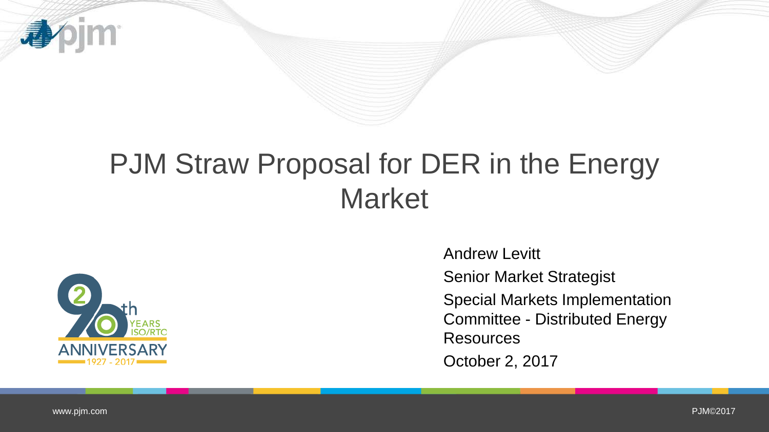# PJM Straw Proposal for DER in the Energy Market

Andrew Levitt

Senior Market Strategist

Special Markets Implementation Committee - Distributed Energy Resources

October 2, 2017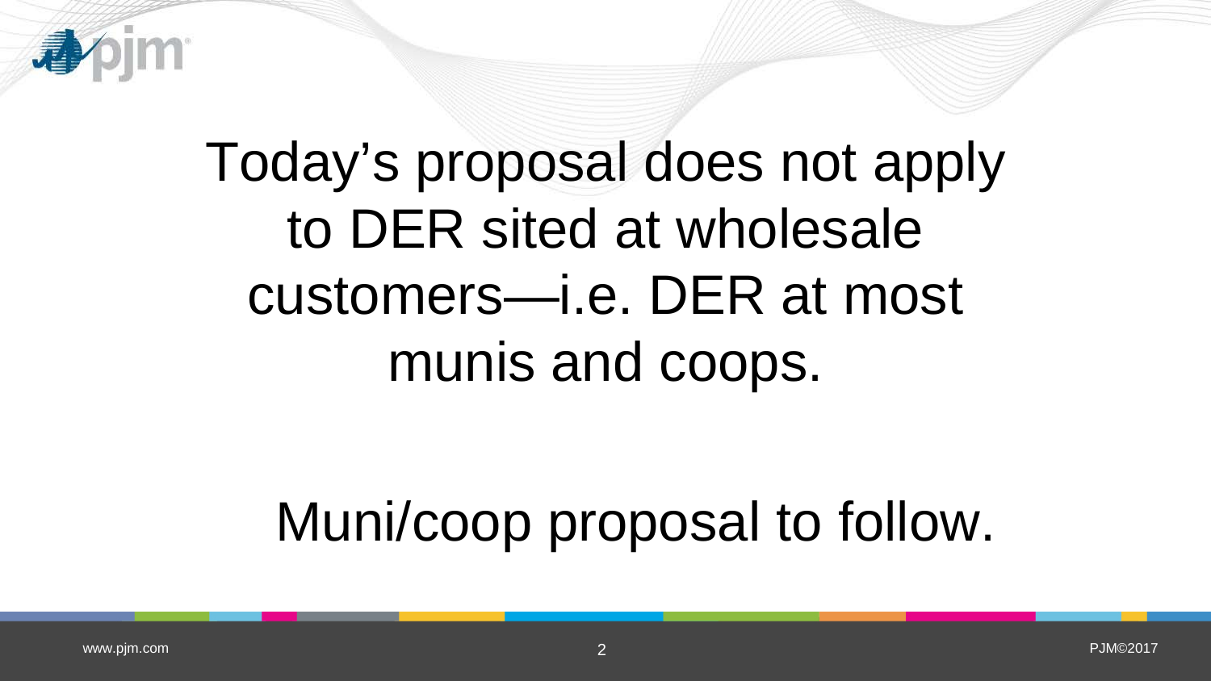Today's proposal does not apply to DER sited at wholesale customers—i.e. DER at most munis and coops.

Muni/coop proposal to follow.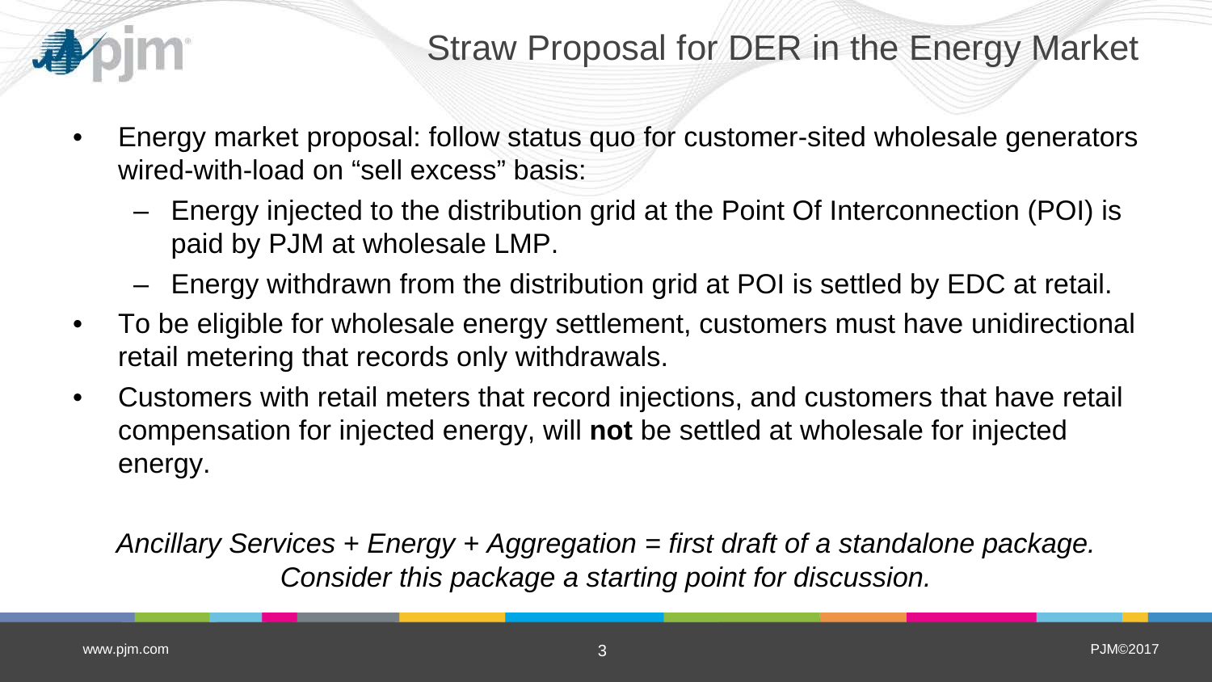# Straw Proposal for DER in the Energy Market

- Energy market proposal: follow status quo for customer-sited wholesale generators wired-with-load on "sell excess" basis:
  - Energy injected to the distribution grid at the Point Of Interconnection (POI) is paid by PJM at wholesale LMP.
  - Energy withdrawn from the distribution grid at POI is settled by EDC at retail.
- To be eligible for wholesale energy settlement, customers must have unidirectional retail metering that records only withdrawals.
- Customers with retail meters that record injections, and customers that have retail compensation for injected energy, will **not** be settled at wholesale for injected energy.

*Ancillary Services + Energy + Aggregation = first draft of a standalone package. Consider this package a starting point for discussion.*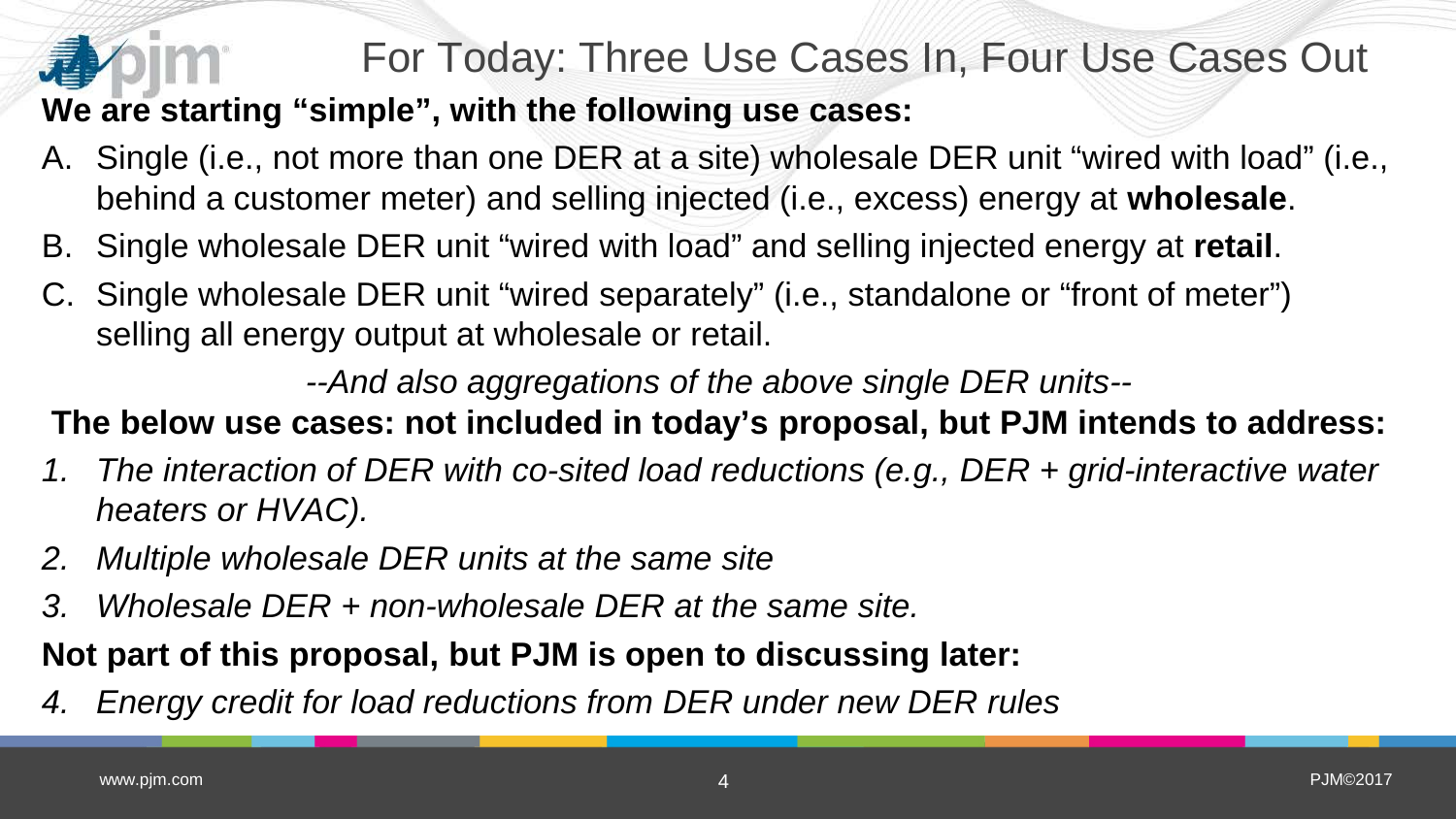# For Today: Three Use Cases In, Four Use Cases Out

**We are starting "simple", with the following use cases:**

A. Single (i.e., not more than one DER at a site) wholesale DER unit "wired with load" (i.e., behind a customer meter) and selling injected (i.e., excess) energy at **wholesale**.

B. Single wholesale DER unit "wired with load" and selling injected energy at **retail**.

C. Single wholesale DER unit "wired separately" (i.e., standalone or "front of meter") selling all energy output at wholesale or retail.

*--And also aggregations of the above single DER units--*

**The below use cases: not included in today's proposal, but PJM intends to address:**

1. *The interaction of DER with co-sited load reductions (e.g., DER + grid-interactive water heaters or HVAC).*
2. *Multiple wholesale DER units at the same site*
3. *Wholesale DER + non-wholesale DER at the same site.*

**Not part of this proposal, but PJM is open to discussing later:**

4. *Energy credit for load reductions from DER under new DER rules*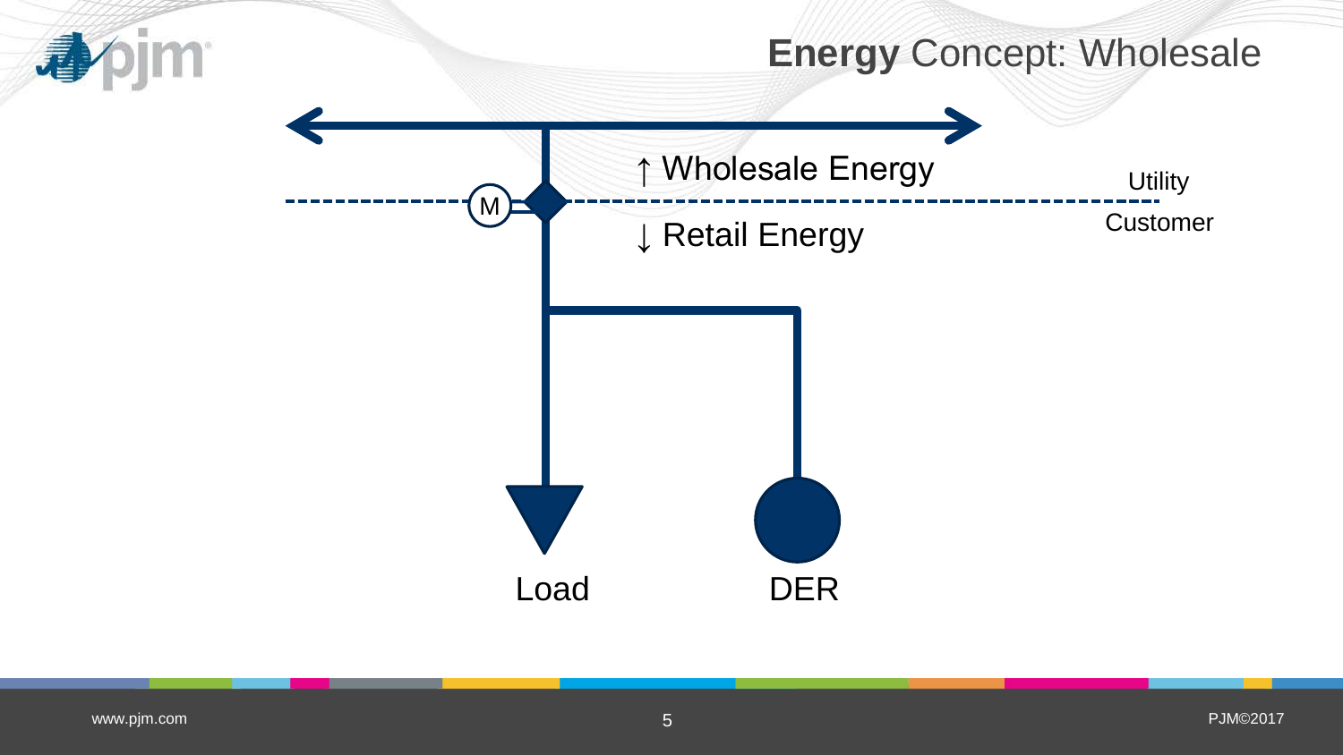# Energy Concept: Wholesale

↑ Wholesale Energy

↓ Retail Energy

Utility

Customer

M

Load

DER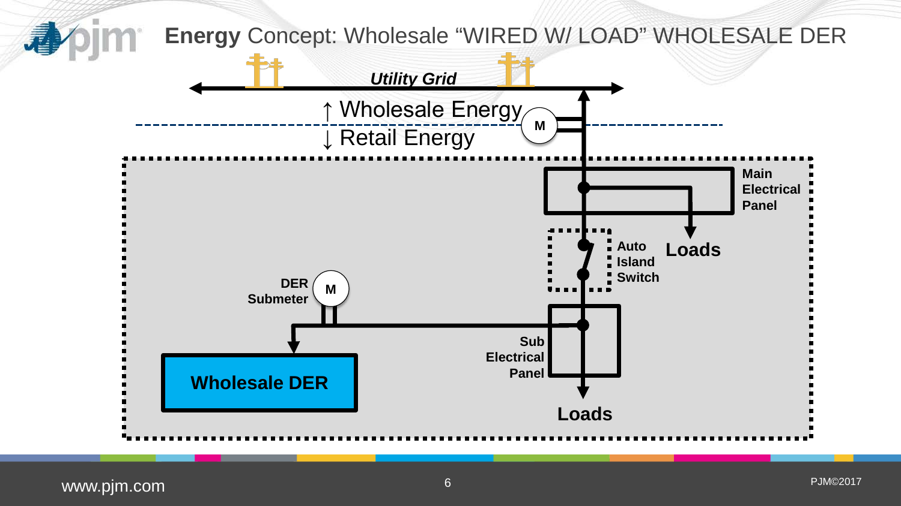# **Energy** Concept: Wholesale "WIRED W/ LOAD" WHOLESALE DER

*Utility Grid*

↑ Wholesale Energy

↓ Retail Energy

M

Main Electrical Panel

Loads

Auto Island Switch

DER Submeter

M

Sub Electrical Panel

Wholesale DER

Loads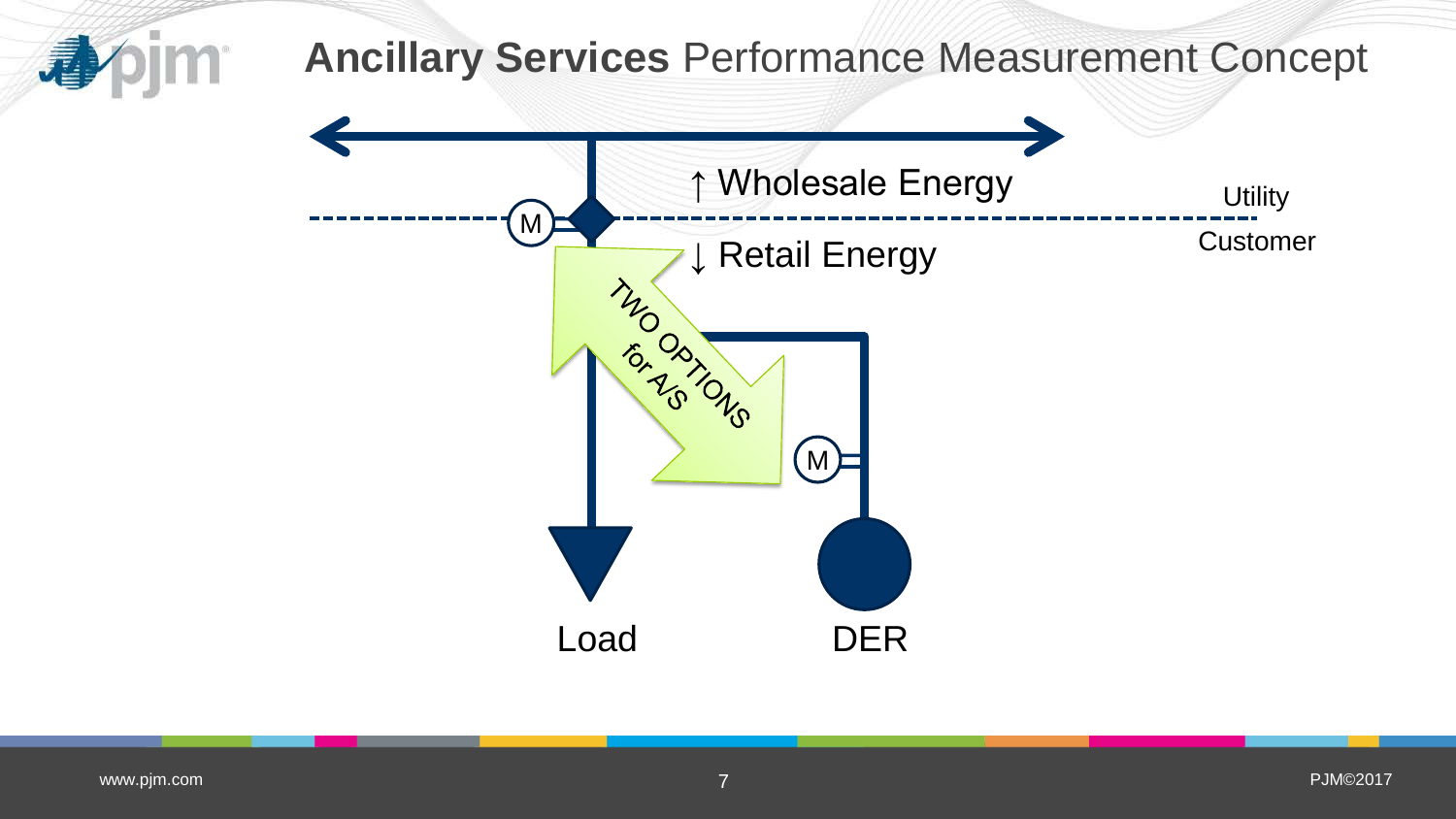# Ancillary Services Performance Measurement Concept

↑ Wholesale Energy

↓ Retail Energy

Utility

Customer

M

TWO OPTIONS for A/S

M

Load

DER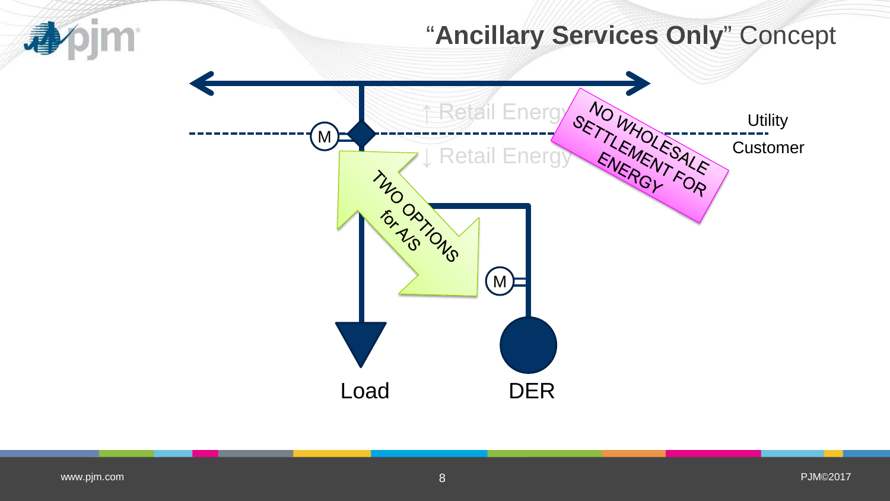# "**Ancillary Services Only**" Concept

↑ Retail Energy

↓ Retail Energy

NO WHOLESALE SETTLEMENT FOR ENERGY

Utility

Customer

TWO OPTIONS for A/S

M

M

Load

DER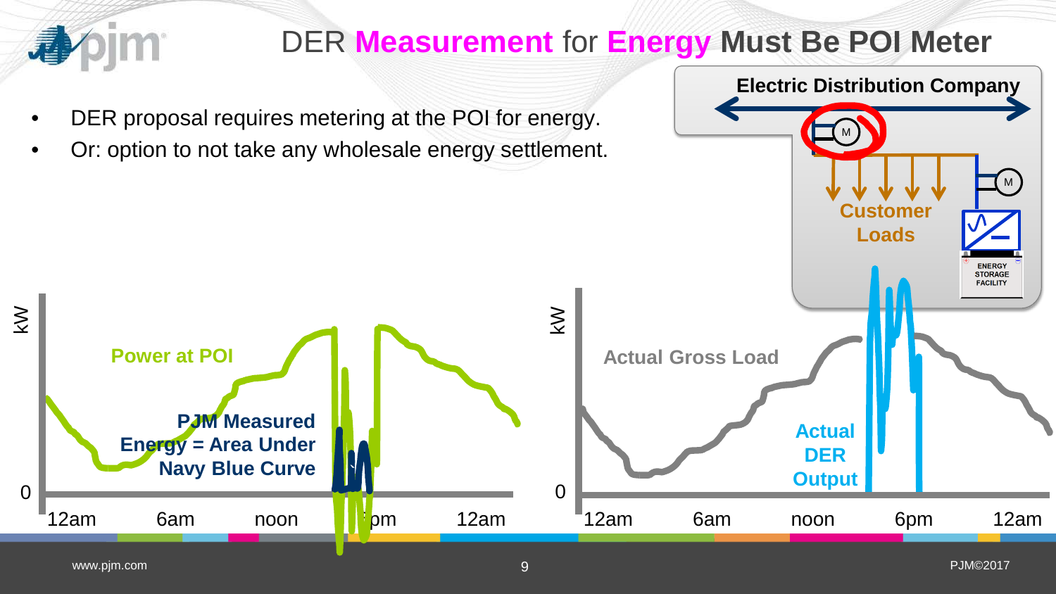# DER Measurement for Energy Must Be POI Meter

- DER proposal requires metering at the POI for energy.
- Or: option to not take any wholesale energy settlement.

Electric Distribution Company

M

Customer Loads

M

ENERGY STORAGE FACILITY

kW

Power at POI

PJM Measured Energy = Area Under Navy Blue Curve

0

12am 6am noon 6pm 12am

kW

Actual Gross Load

Actual DER Output

0

12am 6am noon 6pm 12am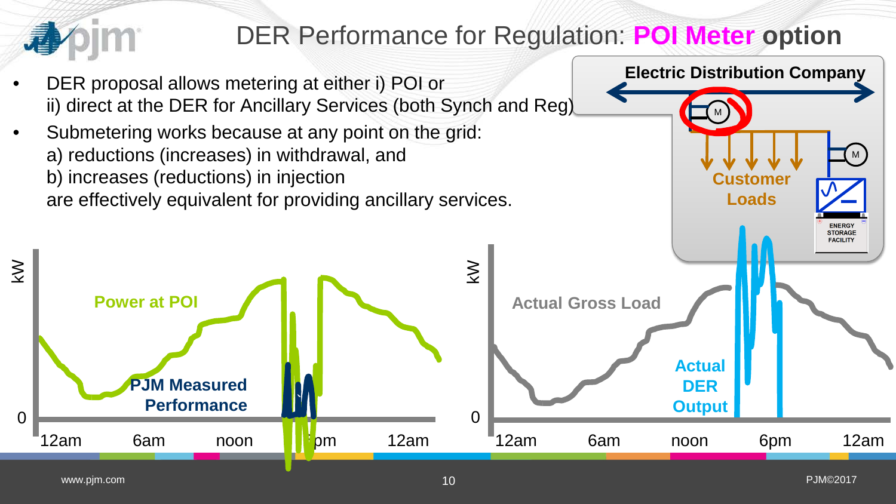# DER Performance for Regulation: **POI Meter option**

- DER proposal allows metering at either i) POI or ii) direct at the DER for Ancillary Services (both Synch and Reg)
- Submetering works because at any point on the grid:
  a) reductions (increases) in withdrawal, and
  b) increases (reductions) in injection
  are effectively equivalent for providing ancillary services.

**Electric Distribution Company**

M

M

**Customer Loads**

ENERGY STORAGE FACILITY

kW

**Power at POI**

**PJM Measured Performance**

0

12am 6am noon 6pm 12am

kW

**Actual Gross Load**

**Actual DER Output**

0

12am 6am noon 6pm 12am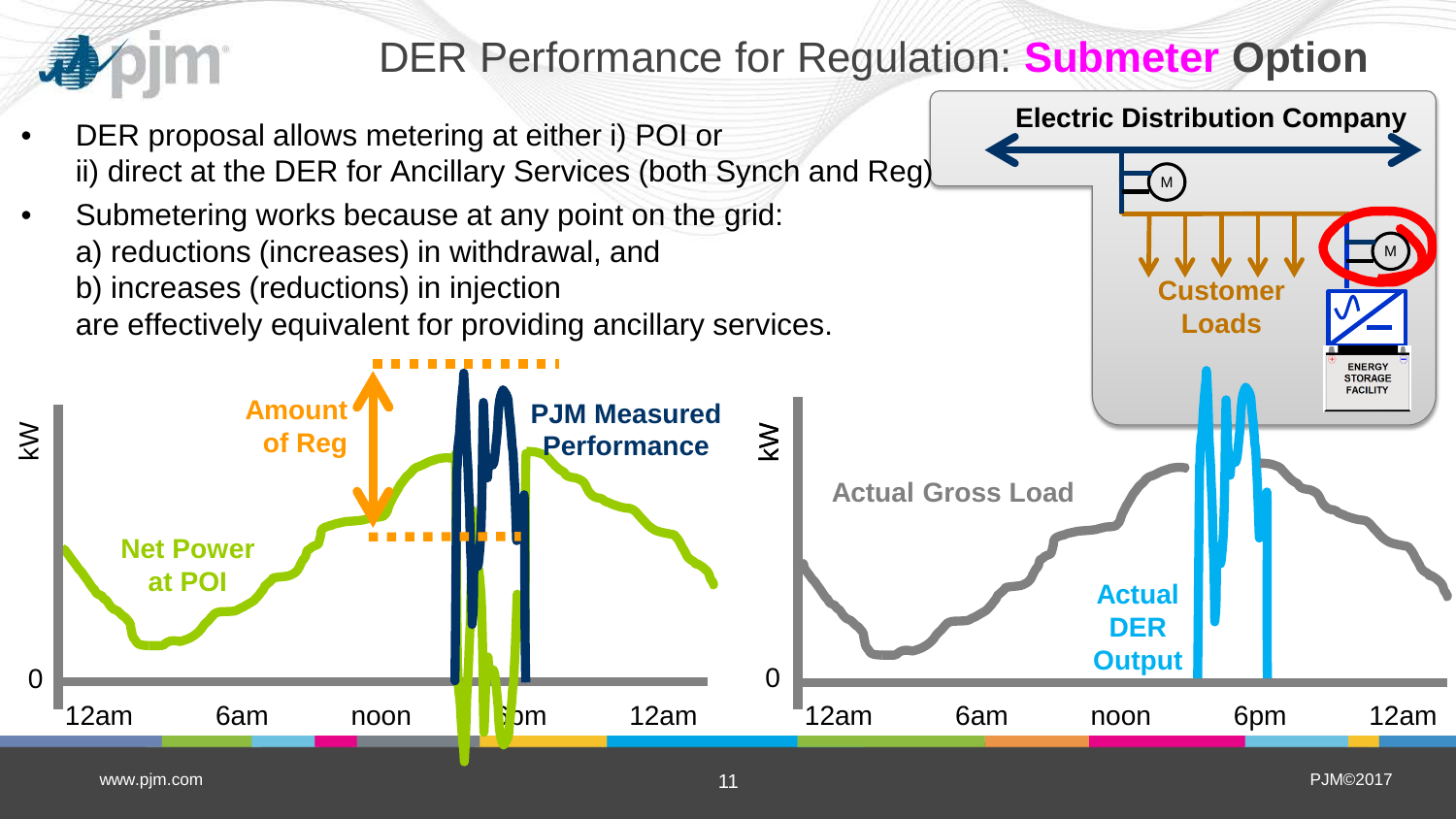# DER Performance for Regulation: **Submeter Option**

- DER proposal allows metering at either i) POI or ii) direct at the DER for Ancillary Services (both Synch and Reg)
- Submetering works because at any point on the grid:
  a) reductions (increases) in withdrawal, and
  b) increases (reductions) in injection
  are effectively equivalent for providing ancillary services.

**Electric Distribution Company**

M

M

**Customer Loads**

ENERGY STORAGE FACILITY

**Amount of Reg**

**PJM Measured Performance**

**Net Power at POI**

kW

0

12am 6am noon 6pm 12am

**Actual Gross Load**

**Actual DER Output**

kW

0

12am 6am noon 6pm 12am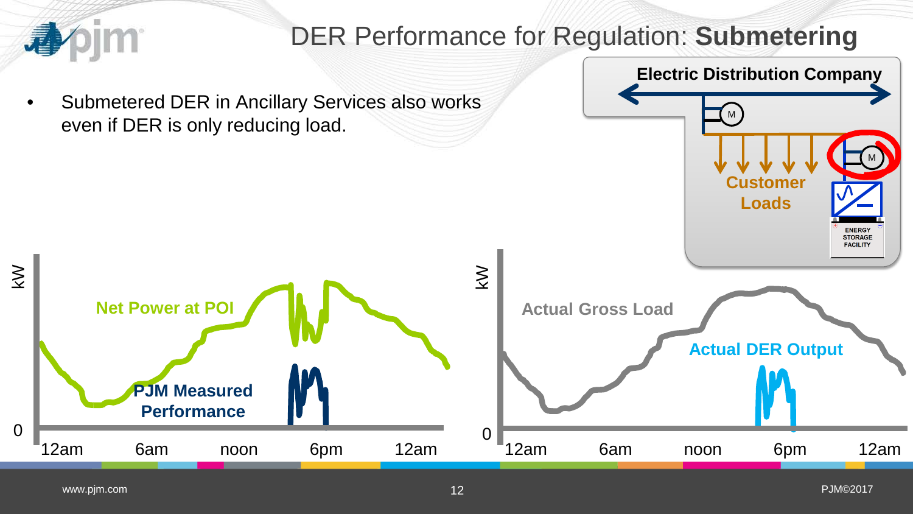# DER Performance for Regulation: **Submetering**

- Submetered DER in Ancillary Services also works even if DER is only reducing load.

Electric Distribution Company

M

Customer Loads

M

ENERGY STORAGE FACILITY

kW

Net Power at POI

PJM Measured Performance

0

12am 6am noon 6pm 12am

kW

Actual Gross Load

Actual DER Output

0

12am 6am noon 6pm 12am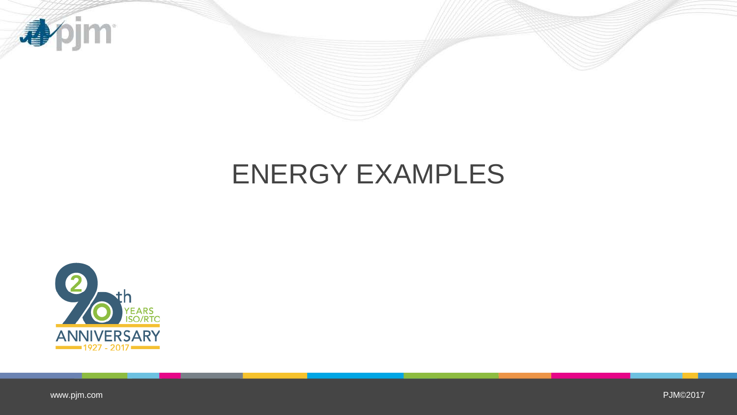# ENERGY EXAMPLES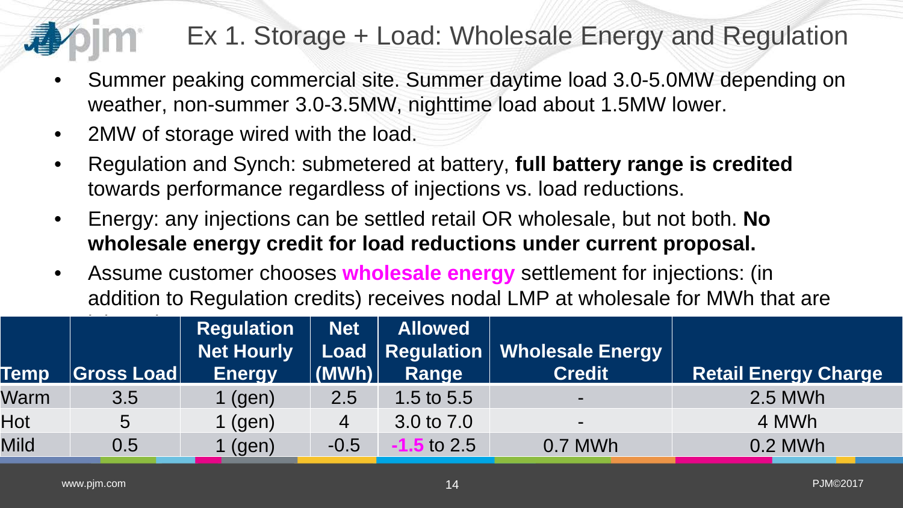# Ex 1. Storage + Load: Wholesale Energy and Regulation

- Summer peaking commercial site. Summer daytime load 3.0-5.0MW depending on weather, non-summer 3.0-3.5MW, nighttime load about 1.5MW lower.
- 2MW of storage wired with the load.
- Regulation and Synch: submetered at battery, **full battery range is credited** towards performance regardless of injections vs. load reductions.
- Energy: any injections can be settled retail OR wholesale, but not both. **No wholesale energy credit for load reductions under current proposal.**
- Assume customer chooses **wholesale energy** settlement for injections: (in addition to Regulation credits) receives nodal LMP at wholesale for MWh that are

| Temp | Gross Load | Regulation Net Hourly Energy | Net Load (MWh) | Allowed Regulation Range | Wholesale Energy Credit | Retail Energy Charge |
|---|---|---|---|---|---|---|
| Warm | 3.5 | 1 (gen) | 2.5 | 1.5 to 5.5 | - | 2.5 MWh |
| Hot | 5 | 1 (gen) | 4 | 3.0 to 7.0 | - | 4 MWh |
| Mild | 0.5 | 1 (gen) | -0.5 | -1.5 to 2.5 | 0.7 MWh | 0.2 MWh |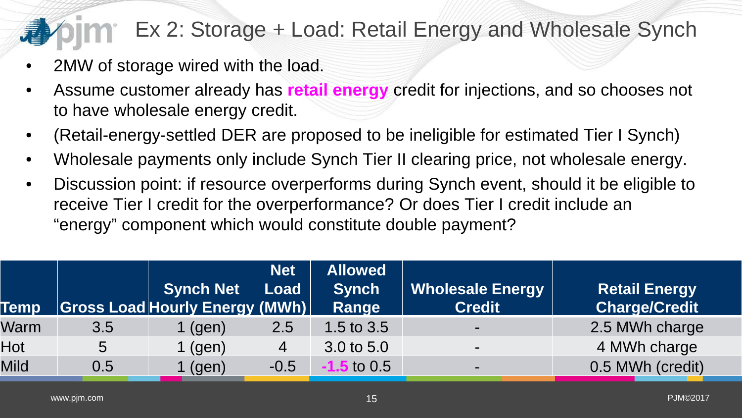# Ex 2: Storage + Load: Retail Energy and Wholesale Synch

- 2MW of storage wired with the load.
- Assume customer already has **retail energy** credit for injections, and so chooses not to have wholesale energy credit.
- (Retail-energy-settled DER are proposed to be ineligible for estimated Tier I Synch)
- Wholesale payments only include Synch Tier II clearing price, not wholesale energy.
- Discussion point: if resource overperforms during Synch event, should it be eligible to receive Tier I credit for the overperformance? Or does Tier I credit include an "energy" component which would constitute double payment?

| Temp | Gross Load | Synch Net Hourly Energy | Net Load (MWh) | Allowed Synch Range | Wholesale Energy Credit | Retail Energy Charge/Credit |
|---|---|---|---|---|---|---|
| Warm | 3.5 | 1 (gen) | 2.5 | 1.5 to 3.5 | - | 2.5 MWh charge |
| Hot | 5 | 1 (gen) | 4 | 3.0 to 5.0 | - | 4 MWh charge |
| Mild | 0.5 | 1 (gen) | -0.5 | **-1.5** to 0.5 | - | 0.5 MWh (credit) |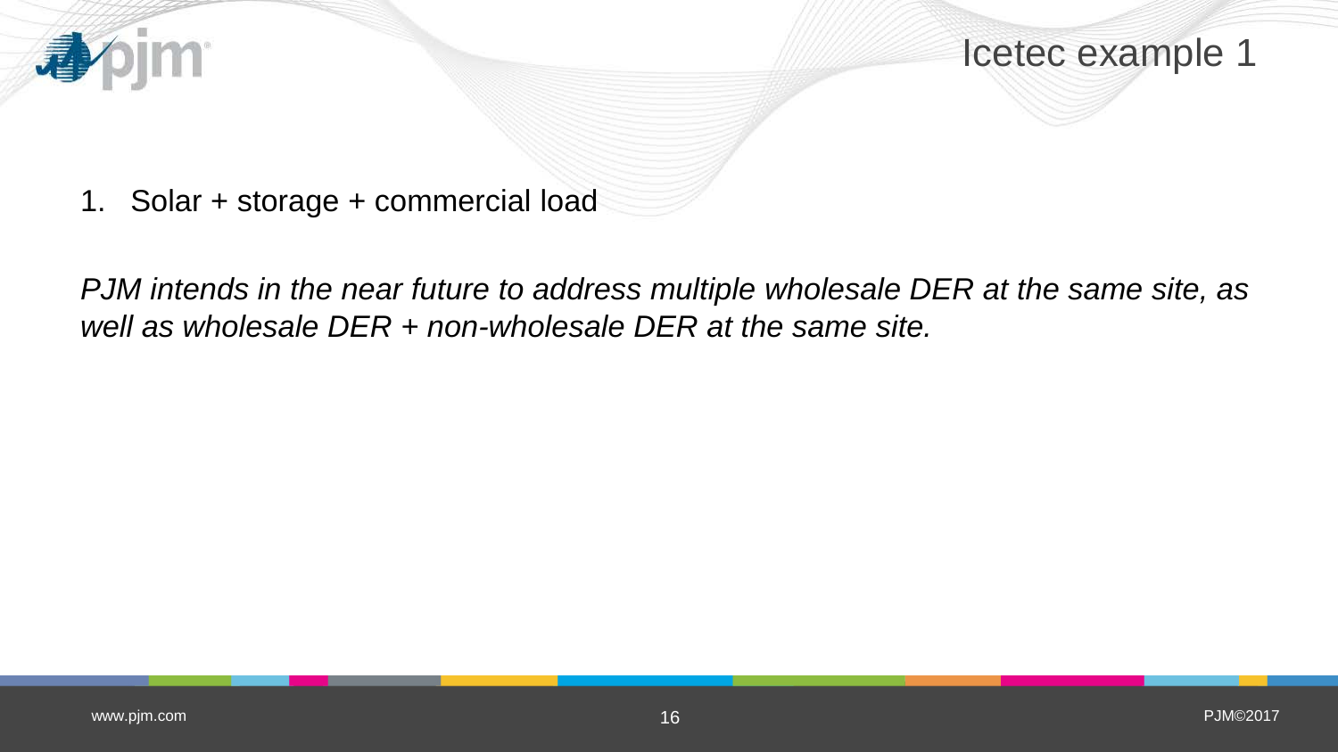# Icetec example 1

1. Solar + storage + commercial load

*PJM intends in the near future to address multiple wholesale DER at the same site, as well as wholesale DER + non-wholesale DER at the same site.*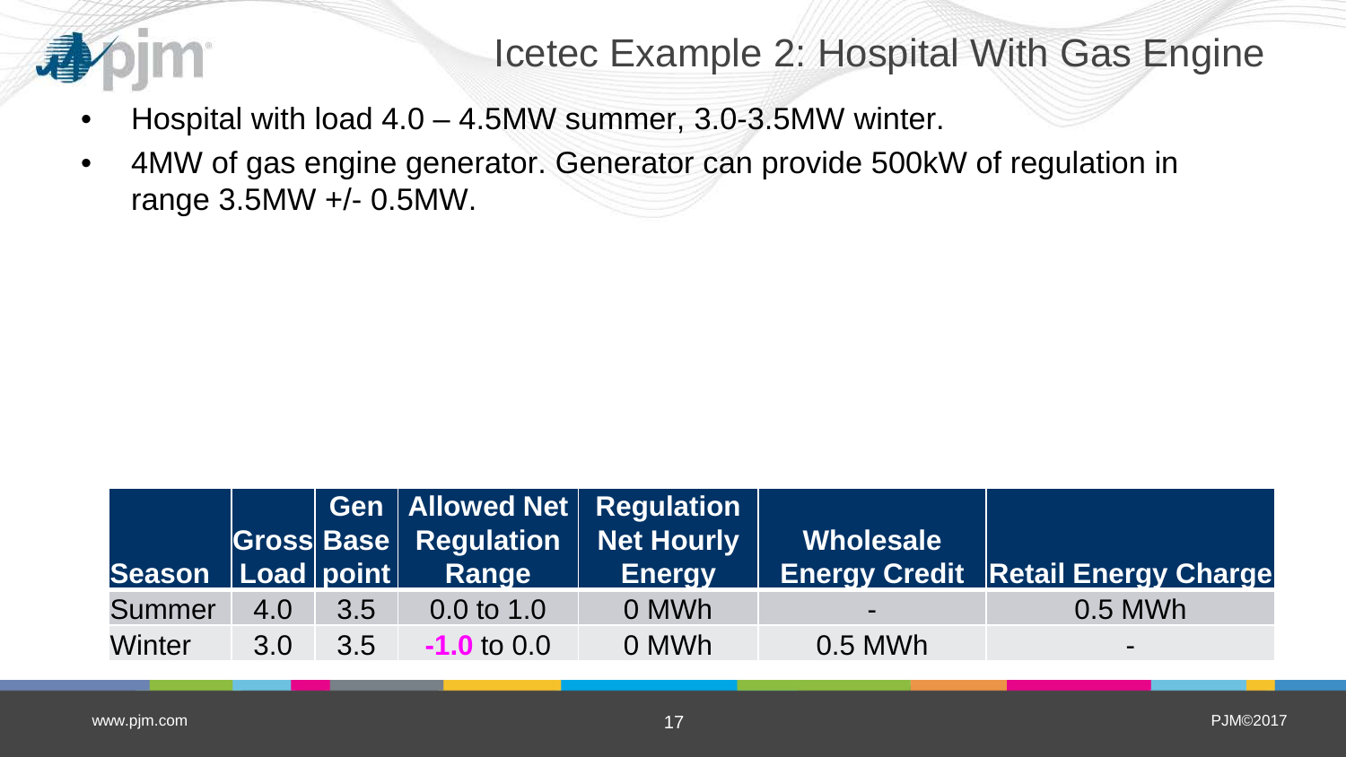# Icetec Example 2: Hospital With Gas Engine

- Hospital with load 4.0 – 4.5MW summer, 3.0-3.5MW winter.
- 4MW of gas engine generator. Generator can provide 500kW of regulation in range 3.5MW +/- 0.5MW.

| Season | Gross Load | Gen Base point | Allowed Net Regulation Range | Regulation Net Hourly Energy | Wholesale Energy Credit | Retail Energy Charge |
|---|---|---|---|---|---|---|
| Summer | 4.0 | 3.5 | 0.0 to 1.0 | 0 MWh | - | 0.5 MWh |
| Winter | 3.0 | 3.5 | -1.0 to 0.0 | 0 MWh | 0.5 MWh | - |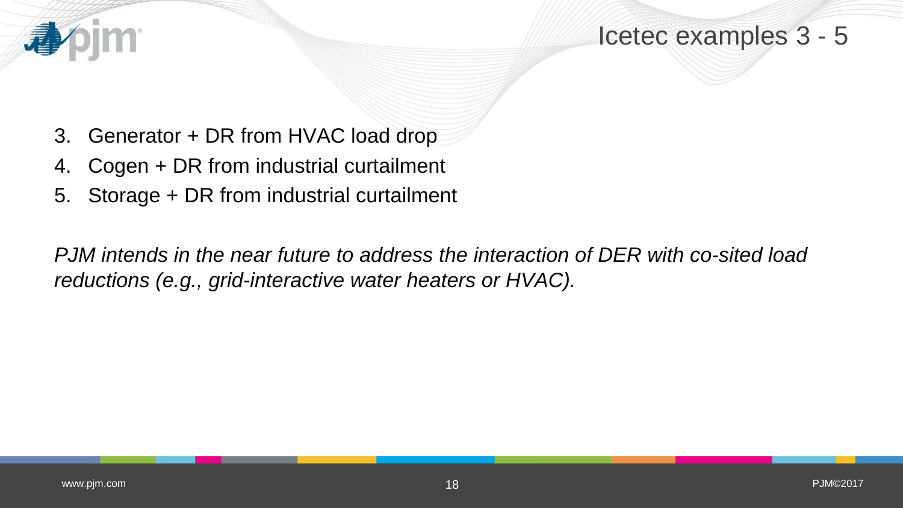# Icetec examples 3 - 5

3. Generator + DR from HVAC load drop
4. Cogen + DR from industrial curtailment
5. Storage + DR from industrial curtailment

*PJM intends in the near future to address the interaction of DER with co-sited load reductions (e.g., grid-interactive water heaters or HVAC).*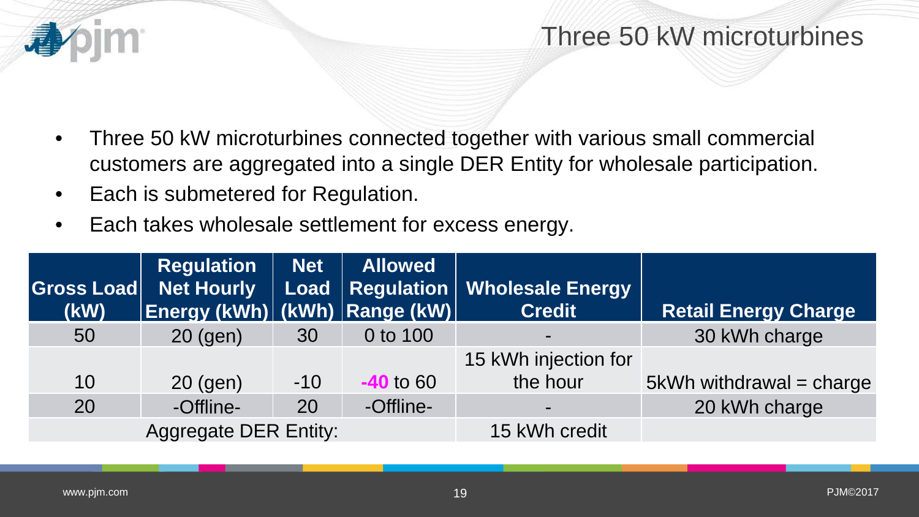# Three 50 kW microturbines

- Three 50 kW microturbines connected together with various small commercial customers are aggregated into a single DER Entity for wholesale participation.
- Each is submetered for Regulation.
- Each takes wholesale settlement for excess energy.

| Gross Load (kW) | Regulation Net Hourly Energy (kWh) | Net Load (kWh) | Allowed Regulation Range (kW) | Wholesale Energy Credit | Retail Energy Charge |
|---|---|---|---|---|---|
| 50 | 20 (gen) | 30 | 0 to 100 | - | 30 kWh charge |
| 10 | 20 (gen) | -10 | -40 to 60 | 15 kWh injection for the hour | 5kWh withdrawal = charge |
| 20 | -Offline- | 20 | -Offline- | - | 20 kWh charge |
| Aggregate DER Entity: | | | | 15 kWh credit | |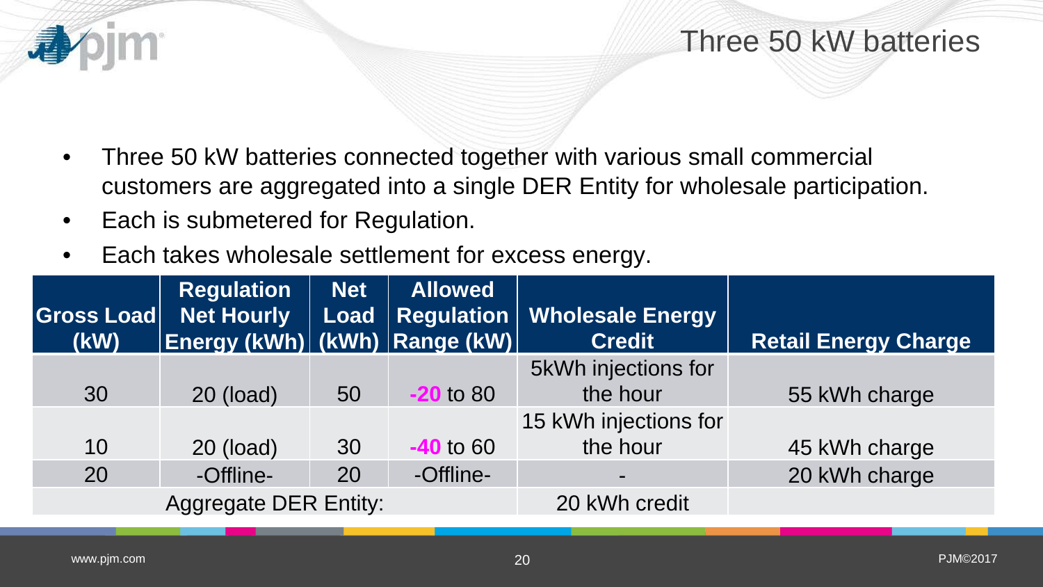# Three 50 kW batteries

- Three 50 kW batteries connected together with various small commercial customers are aggregated into a single DER Entity for wholesale participation.
- Each is submetered for Regulation.
- Each takes wholesale settlement for excess energy.

| Gross Load (kW) | Regulation Net Hourly Energy (kWh) | Net Load (kWh) | Allowed Regulation Range (kW) | Wholesale Energy Credit | Retail Energy Charge |
|---|---|---|---|---|---|
| 30 | 20 (load) | 50 | **-20** to 80 | 5kWh injections for the hour | 55 kWh charge |
| 10 | 20 (load) | 30 | **-40** to 60 | 15 kWh injections for the hour | 45 kWh charge |
| 20 | -Offline- | 20 | -Offline- | - | 20 kWh charge |
| Aggregate DER Entity: | | | | 20 kWh credit | |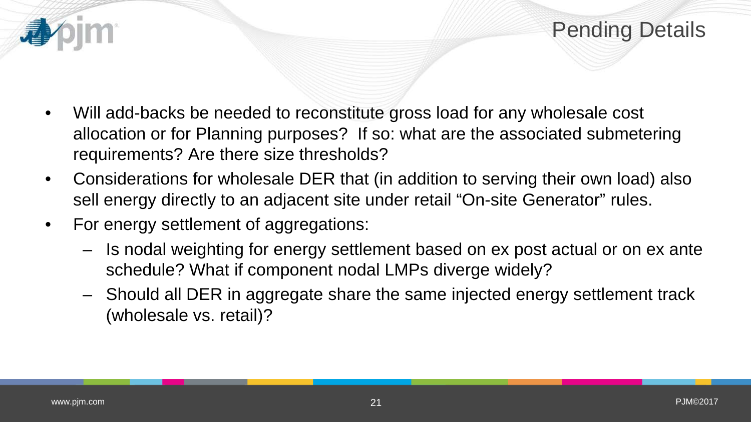# Pending Details

- Will add-backs be needed to reconstitute gross load for any wholesale cost allocation or for Planning purposes? If so: what are the associated submetering requirements? Are there size thresholds?
- Considerations for wholesale DER that (in addition to serving their own load) also sell energy directly to an adjacent site under retail "On-site Generator" rules.
- For energy settlement of aggregations:
  - Is nodal weighting for energy settlement based on ex post actual or on ex ante schedule? What if component nodal LMPs diverge widely?
  - Should all DER in aggregate share the same injected energy settlement track (wholesale vs. retail)?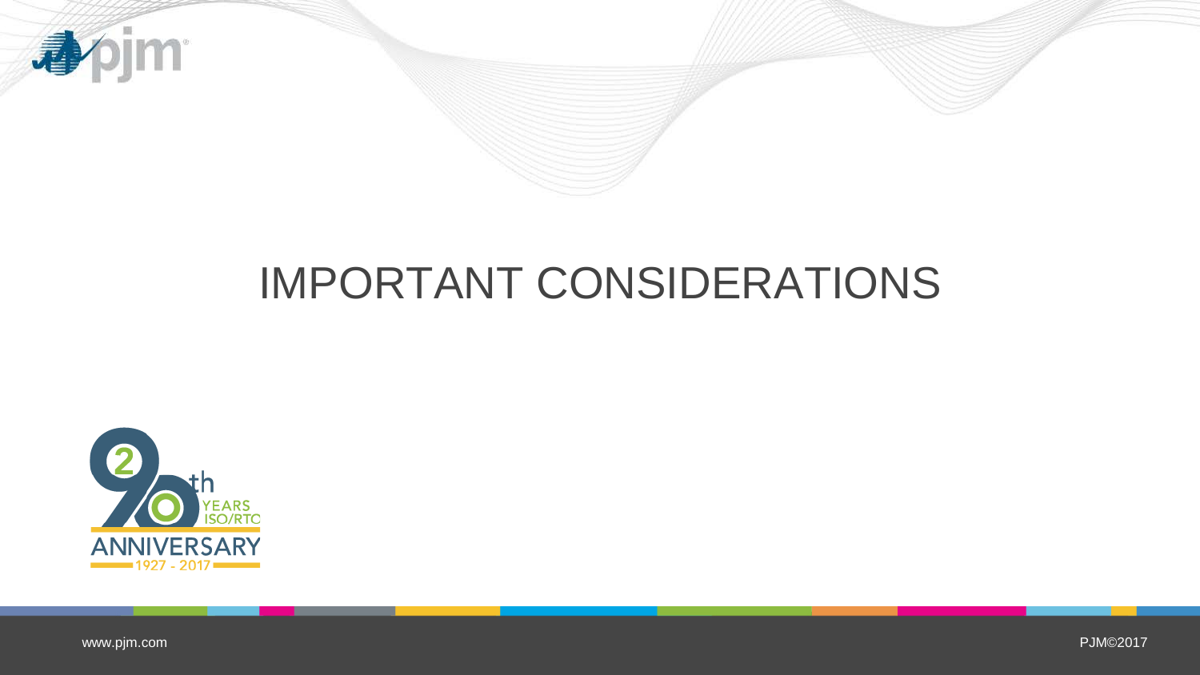# IMPORTANT CONSIDERATIONS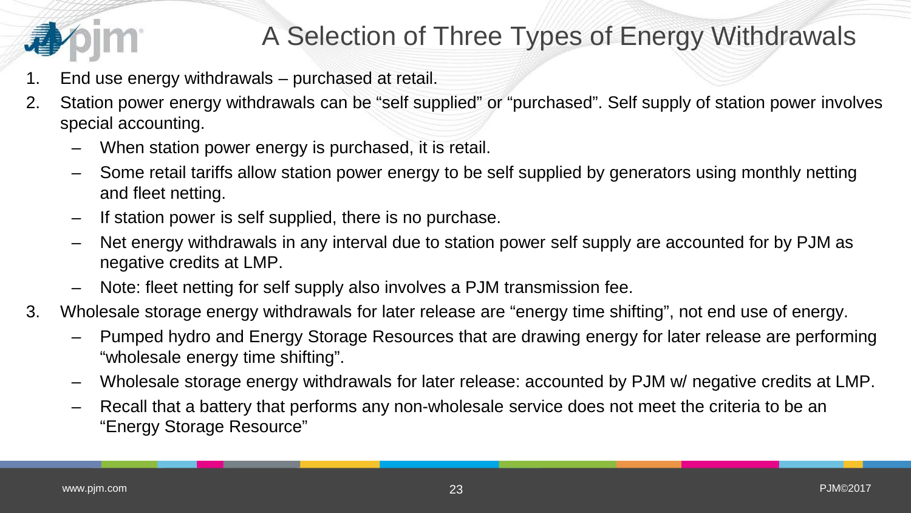# A Selection of Three Types of Energy Withdrawals

1. End use energy withdrawals – purchased at retail.
2. Station power energy withdrawals can be "self supplied" or "purchased". Self supply of station power involves special accounting.
   - When station power energy is purchased, it is retail.
   - Some retail tariffs allow station power energy to be self supplied by generators using monthly netting and fleet netting.
   - If station power is self supplied, there is no purchase.
   - Net energy withdrawals in any interval due to station power self supply are accounted for by PJM as negative credits at LMP.
   - Note: fleet netting for self supply also involves a PJM transmission fee.
3. Wholesale storage energy withdrawals for later release are "energy time shifting", not end use of energy.
   - Pumped hydro and Energy Storage Resources that are drawing energy for later release are performing "wholesale energy time shifting".
   - Wholesale storage energy withdrawals for later release: accounted by PJM w/ negative credits at LMP.
   - Recall that a battery that performs any non-wholesale service does not meet the criteria to be an "Energy Storage Resource"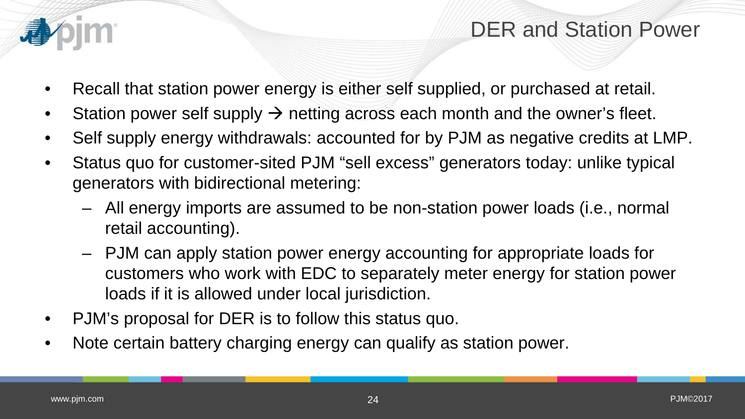# DER and Station Power

- Recall that station power energy is either self supplied, or purchased at retail.
- Station power self supply → netting across each month and the owner's fleet.
- Self supply energy withdrawals: accounted for by PJM as negative credits at LMP.
- Status quo for customer-sited PJM "sell excess" generators today: unlike typical generators with bidirectional metering:
  - All energy imports are assumed to be non-station power loads (i.e., normal retail accounting).
  - PJM can apply station power energy accounting for appropriate loads for customers who work with EDC to separately meter energy for station power loads if it is allowed under local jurisdiction.
- PJM's proposal for DER is to follow this status quo.
- Note certain battery charging energy can qualify as station power.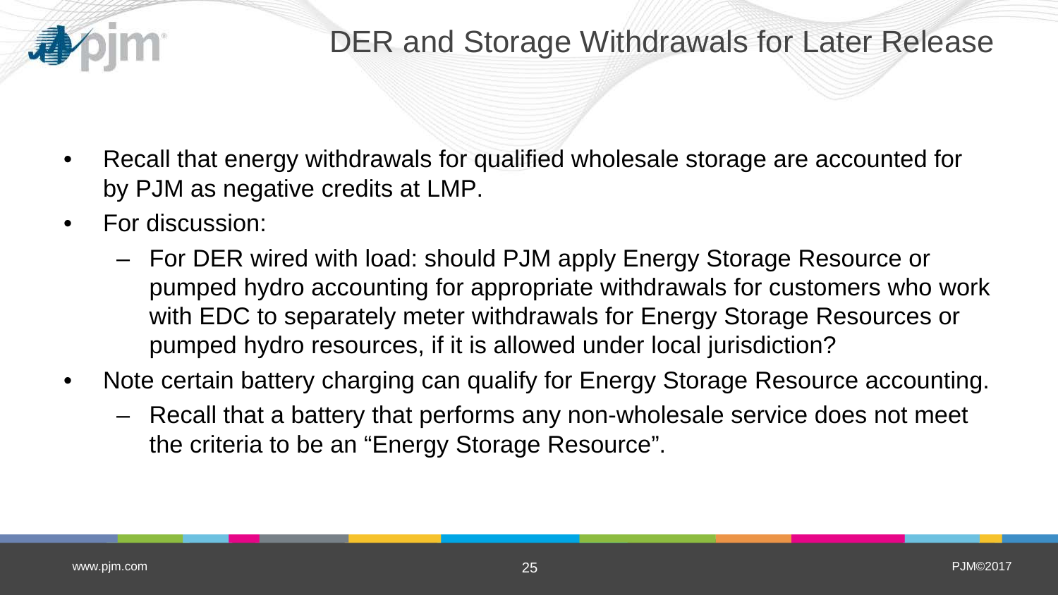# DER and Storage Withdrawals for Later Release

- Recall that energy withdrawals for qualified wholesale storage are accounted for by PJM as negative credits at LMP.
- For discussion:
  - For DER wired with load: should PJM apply Energy Storage Resource or pumped hydro accounting for appropriate withdrawals for customers who work with EDC to separately meter withdrawals for Energy Storage Resources or pumped hydro resources, if it is allowed under local jurisdiction?
- Note certain battery charging can qualify for Energy Storage Resource accounting.
  - Recall that a battery that performs any non-wholesale service does not meet the criteria to be an "Energy Storage Resource".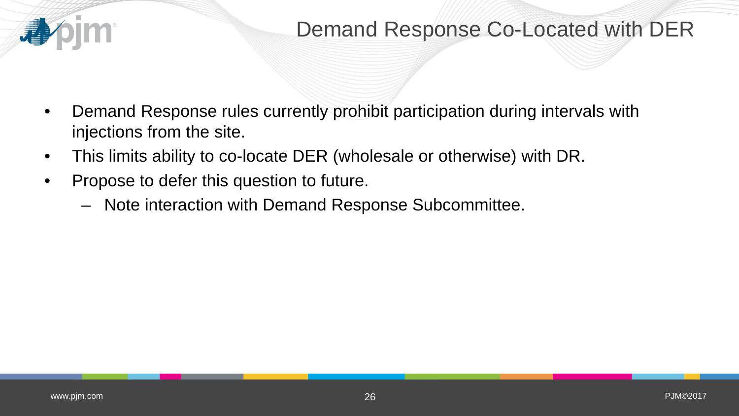# Demand Response Co-Located with DER

- Demand Response rules currently prohibit participation during intervals with injections from the site.
- This limits ability to co-locate DER (wholesale or otherwise) with DR.
- Propose to defer this question to future.
  - Note interaction with Demand Response Subcommittee.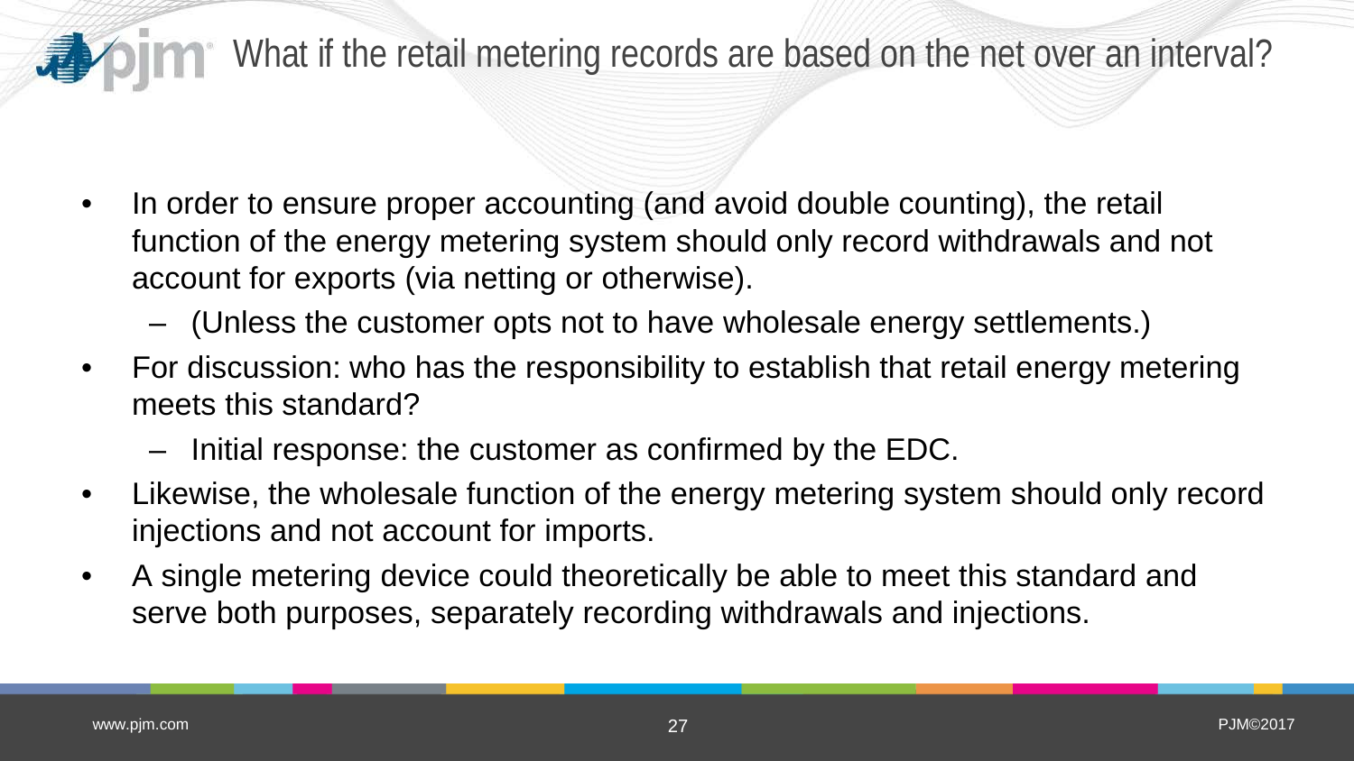# What if the retail metering records are based on the net over an interval?

- In order to ensure proper accounting (and avoid double counting), the retail function of the energy metering system should only record withdrawals and not account for exports (via netting or otherwise).
  - (Unless the customer opts not to have wholesale energy settlements.)
- For discussion: who has the responsibility to establish that retail energy metering meets this standard?
  - Initial response: the customer as confirmed by the EDC.
- Likewise, the wholesale function of the energy metering system should only record injections and not account for imports.
- A single metering device could theoretically be able to meet this standard and serve both purposes, separately recording withdrawals and injections.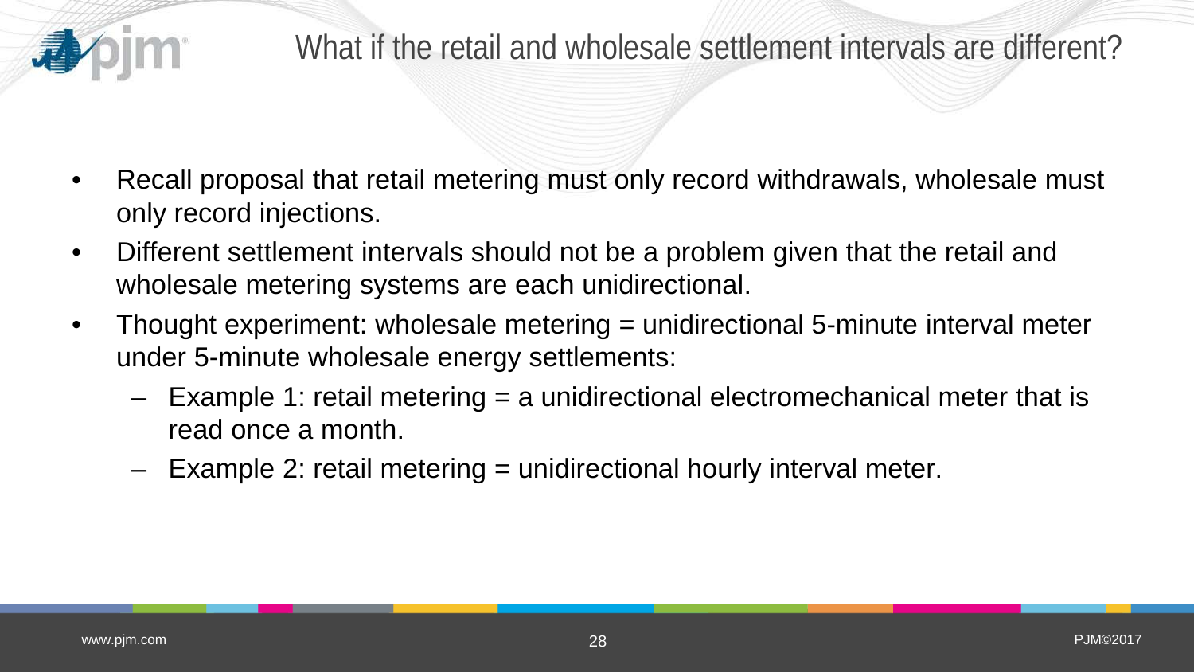# What if the retail and wholesale settlement intervals are different?

- Recall proposal that retail metering must only record withdrawals, wholesale must only record injections.
- Different settlement intervals should not be a problem given that the retail and wholesale metering systems are each unidirectional.
- Thought experiment: wholesale metering = unidirectional 5-minute interval meter under 5-minute wholesale energy settlements:
  - Example 1: retail metering = a unidirectional electromechanical meter that is read once a month.
  - Example 2: retail metering = unidirectional hourly interval meter.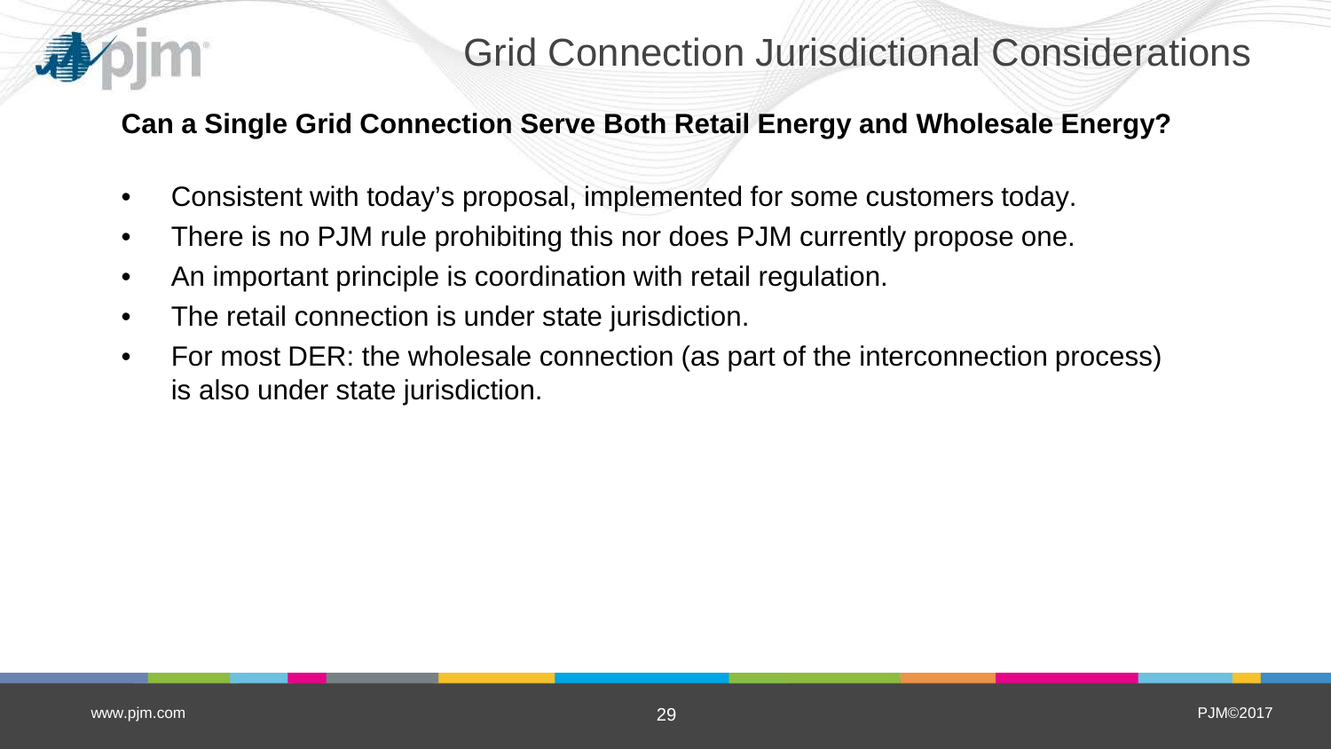# Grid Connection Jurisdictional Considerations

**Can a Single Grid Connection Serve Both Retail Energy and Wholesale Energy?**

- Consistent with today's proposal, implemented for some customers today.
- There is no PJM rule prohibiting this nor does PJM currently propose one.
- An important principle is coordination with retail regulation.
- The retail connection is under state jurisdiction.
- For most DER: the wholesale connection (as part of the interconnection process) is also under state jurisdiction.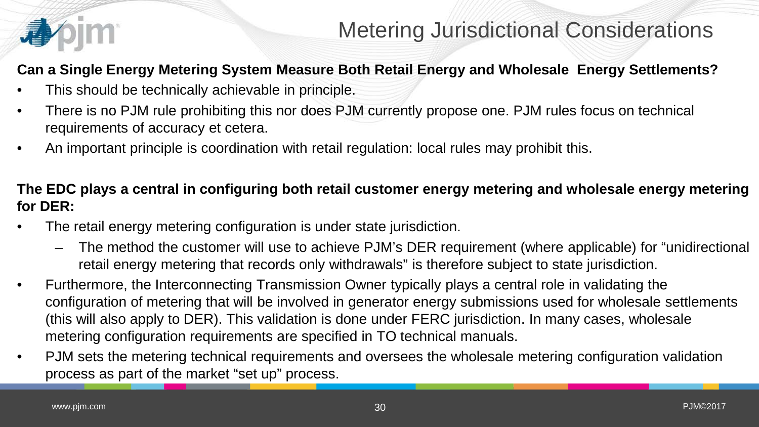# Metering Jurisdictional Considerations

**Can a Single Energy Metering System Measure Both Retail Energy and Wholesale Energy Settlements?**

- This should be technically achievable in principle.
- There is no PJM rule prohibiting this nor does PJM currently propose one. PJM rules focus on technical requirements of accuracy et cetera.
- An important principle is coordination with retail regulation: local rules may prohibit this.

**The EDC plays a central in configuring both retail customer energy metering and wholesale energy metering for DER:**

- The retail energy metering configuration is under state jurisdiction.
  - The method the customer will use to achieve PJM's DER requirement (where applicable) for "unidirectional retail energy metering that records only withdrawals" is therefore subject to state jurisdiction.
- Furthermore, the Interconnecting Transmission Owner typically plays a central role in validating the configuration of metering that will be involved in generator energy submissions used for wholesale settlements (this will also apply to DER). This validation is done under FERC jurisdiction. In many cases, wholesale metering configuration requirements are specified in TO technical manuals.
- PJM sets the metering technical requirements and oversees the wholesale metering configuration validation process as part of the market "set up" process.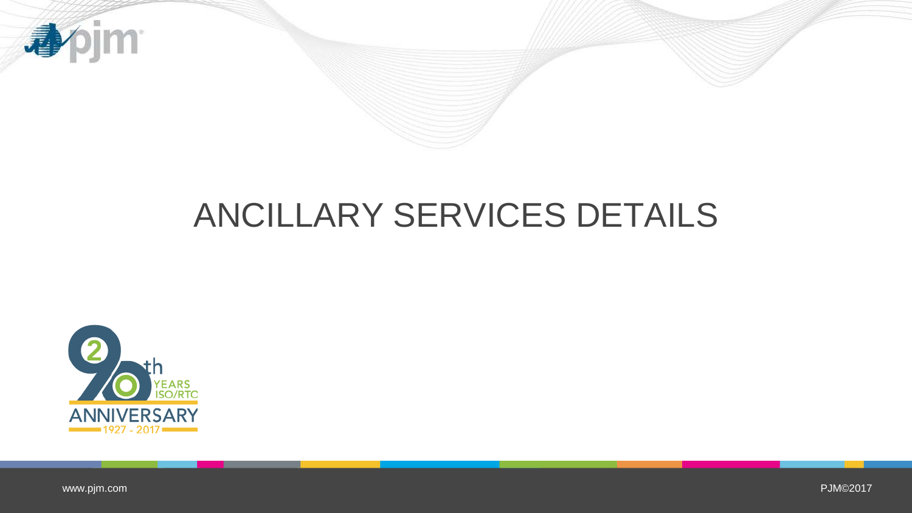# ANCILLARY SERVICES DETAILS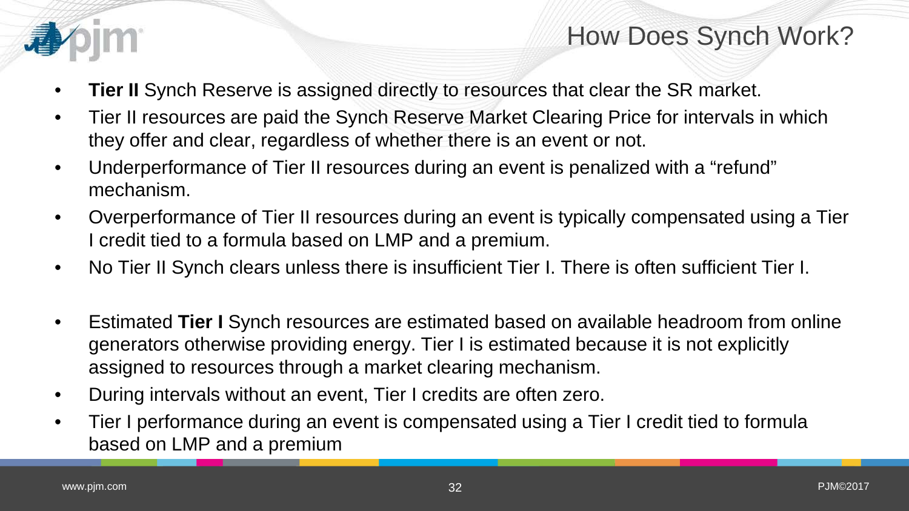# How Does Synch Work?

- **Tier II** Synch Reserve is assigned directly to resources that clear the SR market.
- Tier II resources are paid the Synch Reserve Market Clearing Price for intervals in which they offer and clear, regardless of whether there is an event or not.
- Underperformance of Tier II resources during an event is penalized with a "refund" mechanism.
- Overperformance of Tier II resources during an event is typically compensated using a Tier I credit tied to a formula based on LMP and a premium.
- No Tier II Synch clears unless there is insufficient Tier I. There is often sufficient Tier I.

- Estimated **Tier I** Synch resources are estimated based on available headroom from online generators otherwise providing energy. Tier I is estimated because it is not explicitly assigned to resources through a market clearing mechanism.
- During intervals without an event, Tier I credits are often zero.
- Tier I performance during an event is compensated using a Tier I credit tied to formula based on LMP and a premium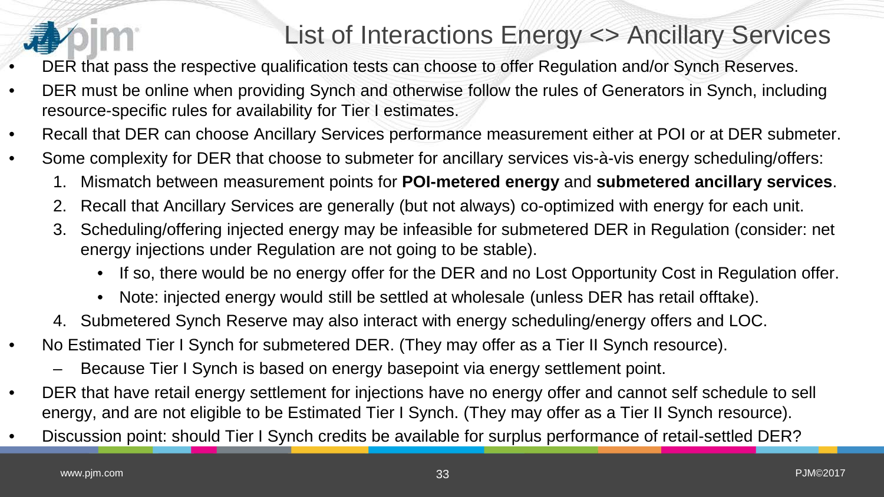# List of Interactions Energy <> Ancillary Services

- DER that pass the respective qualification tests can choose to offer Regulation and/or Synch Reserves.
- DER must be online when providing Synch and otherwise follow the rules of Generators in Synch, including resource-specific rules for availability for Tier I estimates.
- Recall that DER can choose Ancillary Services performance measurement either at POI or at DER submeter.
- Some complexity for DER that choose to submeter for ancillary services vis-à-vis energy scheduling/offers:
  1. Mismatch between measurement points for **POI-metered energy** and **submetered ancillary services**.
  2. Recall that Ancillary Services are generally (but not always) co-optimized with energy for each unit.
  3. Scheduling/offering injected energy may be infeasible for submetered DER in Regulation (consider: net energy injections under Regulation are not going to be stable).
     - If so, there would be no energy offer for the DER and no Lost Opportunity Cost in Regulation offer.
     - Note: injected energy would still be settled at wholesale (unless DER has retail offtake).
  4. Submetered Synch Reserve may also interact with energy scheduling/energy offers and LOC.
- No Estimated Tier I Synch for submetered DER. (They may offer as a Tier II Synch resource).
  - Because Tier I Synch is based on energy basepoint via energy settlement point.
- DER that have retail energy settlement for injections have no energy offer and cannot self schedule to sell energy, and are not eligible to be Estimated Tier I Synch. (They may offer as a Tier II Synch resource).
- Discussion point: should Tier I Synch credits be available for surplus performance of retail-settled DER?